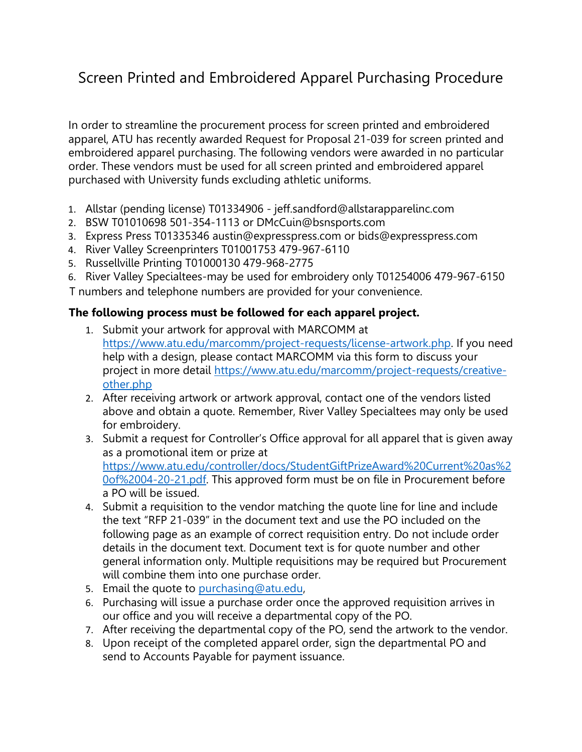# Screen Printed and Embroidered Apparel Purchasing Procedure

In order to streamline the procurement process for screen printed and embroidered apparel, ATU has recently awarded Request for Proposal 21-039 for screen printed and embroidered apparel purchasing. The following vendors were awarded in no particular order. These vendors must be used for all screen printed and embroidered apparel purchased with University funds excluding athletic uniforms.

1. Allstar (pending license) T01334906 - jeff.sandford@allstarapparelinc.com
2. BSW T01010698 501-354-1113 or DMcCuin@bsnsports.com
3. Express Press T01335346 austin@expresspress.com or bids@expresspress.com
4. River Valley Screenprinters T01001753 479-967-6110
5. Russellville Printing T01000130 479-968-2775
6. River Valley Specialtees-may be used for embroidery only T01254006 479-967-6150

T numbers and telephone numbers are provided for your convenience.

**The following process must be followed for each apparel project.**

1. Submit your artwork for approval with MARCOMM at https://www.atu.edu/marcomm/project-requests/license-artwork.php. If you need help with a design, please contact MARCOMM via this form to discuss your project in more detail https://www.atu.edu/marcomm/project-requests/creative-other.php
2. After receiving artwork or artwork approval, contact one of the vendors listed above and obtain a quote. Remember, River Valley Specialtees may only be used for embroidery.
3. Submit a request for Controller's Office approval for all apparel that is given away as a promotional item or prize at https://www.atu.edu/controller/docs/StudentGiftPrizeAward%20Current%20as%20of%2004-20-21.pdf. This approved form must be on file in Procurement before a PO will be issued.
4. Submit a requisition to the vendor matching the quote line for line and include the text "RFP 21-039" in the document text and use the PO included on the following page as an example of correct requisition entry. Do not include order details in the document text. Document text is for quote number and other general information only. Multiple requisitions may be required but Procurement will combine them into one purchase order.
5. Email the quote to purchasing@atu.edu,
6. Purchasing will issue a purchase order once the approved requisition arrives in our office and you will receive a departmental copy of the PO.
7. After receiving the departmental copy of the PO, send the artwork to the vendor.
8. Upon receipt of the completed apparel order, sign the departmental PO and send to Accounts Payable for payment issuance.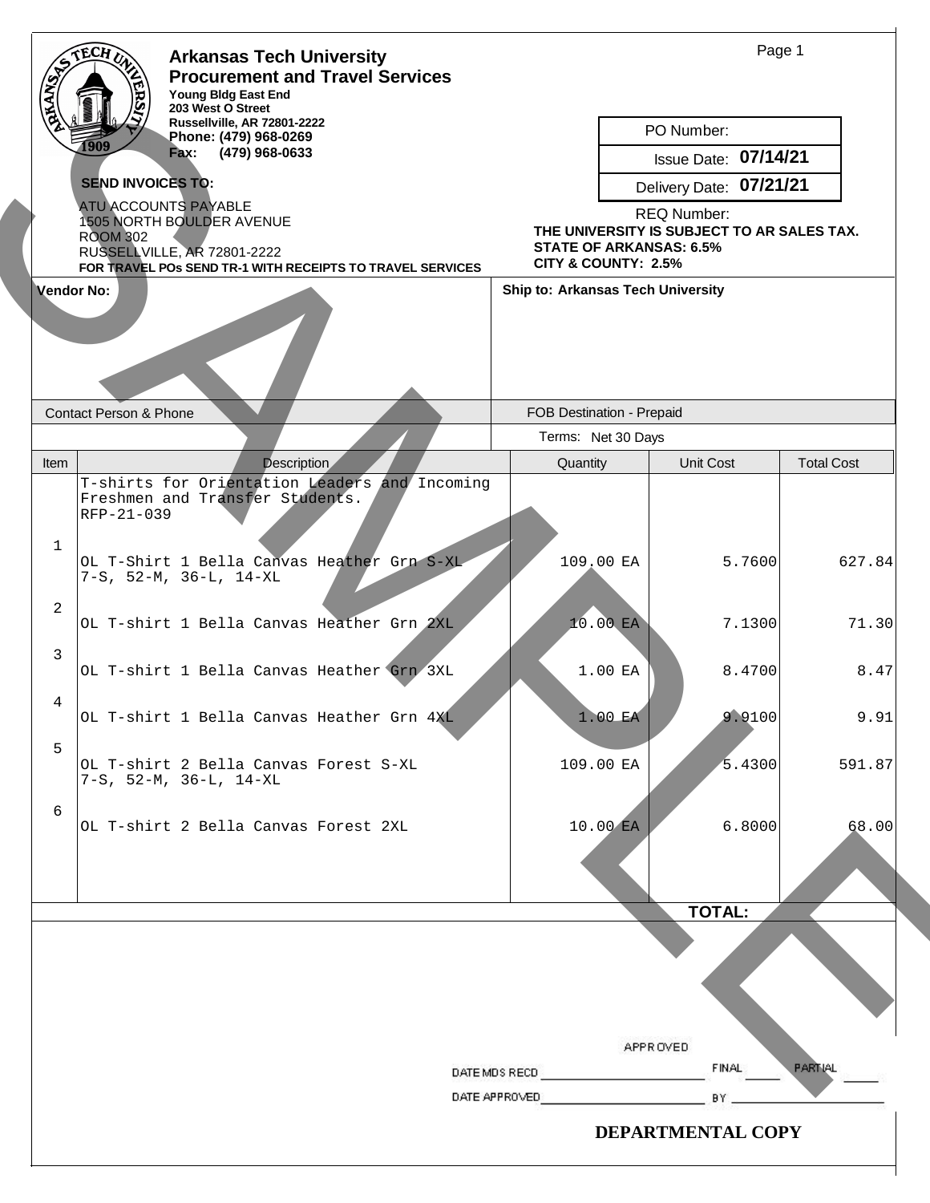# Arkansas Tech University

## Procurement and Travel Services

**Young Bldg East End**
**203 West O Street**
**Russellville, AR 72801-2222**
**Phone: (479) 968-0269**
**Fax: (479) 968-0633**

| PO Number: | |
|---|---|
| Issue Date: | **07/14/21** |
| Delivery Date: | **07/21/21** |

REQ Number:

**THE UNIVERSITY IS SUBJECT TO AR SALES TAX.**
**STATE OF ARKANSAS: 6.5%**
**CITY & COUNTY: 2.5%**

**SEND INVOICES TO:**

ATU ACCOUNTS PAYABLE
1505 NORTH BOULDER AVENUE
ROOM 302
RUSSELLVILLE, AR 72801-2222
**FOR TRAVEL POs SEND TR-1 WITH RECEIPTS TO TRAVEL SERVICES**

| **Vendor No:** | **Ship to: Arkansas Tech University** |
|---|---|
| Contact Person & Phone | FOB Destination - Prepaid |
| | Terms: Net 30 Days |

| Item | Description | Quantity | Unit Cost | Total Cost |
|---|---|---|---|---|
| | T-shirts for Orientation Leaders and Incoming Freshmen and Transfer Students. RFP-21-039 | | | |
| 1 | OL T-Shirt 1 Bella Canvas Heather Grn S-XL 7-S, 52-M, 36-L, 14-XL | 109.00 EA | 5.7600 | 627.84 |
| 2 | OL T-shirt 1 Bella Canvas Heather Grn 2XL | 10.00 EA | 7.1300 | 71.30 |
| 3 | OL T-shirt 1 Bella Canvas Heather Grn 3XL | 1.00 EA | 8.4700 | 8.47 |
| 4 | OL T-shirt 1 Bella Canvas Heather Grn 4XL | 1.00 EA | 9.9100 | 9.91 |
| 5 | OL T-shirt 2 Bella Canvas Forest S-XL 7-S, 52-M, 36-L, 14-XL | 109.00 EA | 5.4300 | 591.87 |
| 6 | OL T-shirt 2 Bella Canvas Forest 2XL | 10.00 EA | 6.8000 | 68.00 |
| | | | **TOTAL:** | |

APPROVED

DATE MDS RECD ____________ FINAL ____ PARTIAL ____

DATE APPROVED ____________ BY ____________

**DEPARTMENTAL COPY**

SAMPLE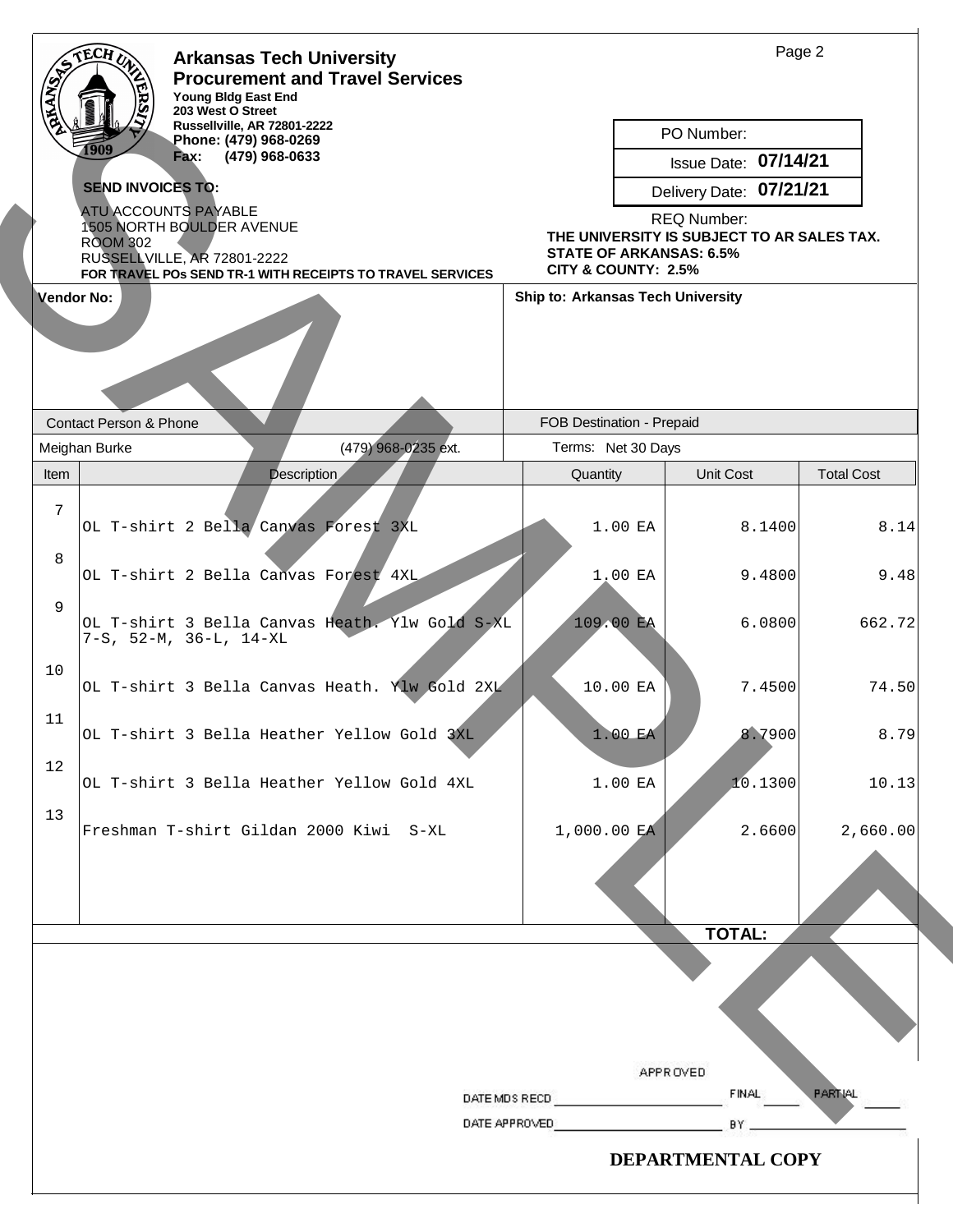# Arkansas Tech University

## Procurement and Travel Services

**Young Bldg East End**
**203 West O Street**
**Russellville, AR 72801-2222**
**Phone: (479) 968-0269**
**Fax: (479) 968-0633**

| PO Number: | |
|---|---|
| Issue Date: | **07/14/21** |
| Delivery Date: | **07/21/21** |

REQ Number:

**SEND INVOICES TO:**

ATU ACCOUNTS PAYABLE
1505 NORTH BOULDER AVENUE
ROOM 302
RUSSELLVILLE, AR 72801-2222
**FOR TRAVEL POs SEND TR-1 WITH RECEIPTS TO TRAVEL SERVICES**

**THE UNIVERSITY IS SUBJECT TO AR SALES TAX.**
**STATE OF ARKANSAS: 6.5%**
**CITY & COUNTY: 2.5%**

**Vendor No:**

**Ship to: Arkansas Tech University**

| Contact Person & Phone | | FOB Destination - Prepaid |
|---|---|---|
| Meighan Burke | (479) 968-0235 ext. | Terms: Net 30 Days |

| Item | Description | Quantity | Unit Cost | Total Cost |
|---|---|---|---|---|
| 7 | OL T-shirt 2 Bella Canvas Forest 3XL | 1.00 EA | 8.1400 | 8.14 |
| 8 | OL T-shirt 2 Bella Canvas Forest 4XL | 1.00 EA | 9.4800 | 9.48 |
| 9 | OL T-shirt 3 Bella Canvas Heath. Ylw Gold S-XL 7-S, 52-M, 36-L, 14-XL | 109.00 EA | 6.0800 | 662.72 |
| 10 | OL T-shirt 3 Bella Canvas Heath. Ylw Gold 2XL | 10.00 EA | 7.4500 | 74.50 |
| 11 | OL T-shirt 3 Bella Heather Yellow Gold 3XL | 1.00 EA | 8.7900 | 8.79 |
| 12 | OL T-shirt 3 Bella Heather Yellow Gold 4XL | 1.00 EA | 10.1300 | 10.13 |
| 13 | Freshman T-shirt Gildan 2000 Kiwi S-XL | 1,000.00 EA | 2.6600 | 2,660.00 |
| | | | **TOTAL:** | |

APPROVED

DATE MDS RECD ____________ FINAL ____ PARTIAL ____

DATE APPROVED ____________ BY ____________

**DEPARTMENTAL COPY**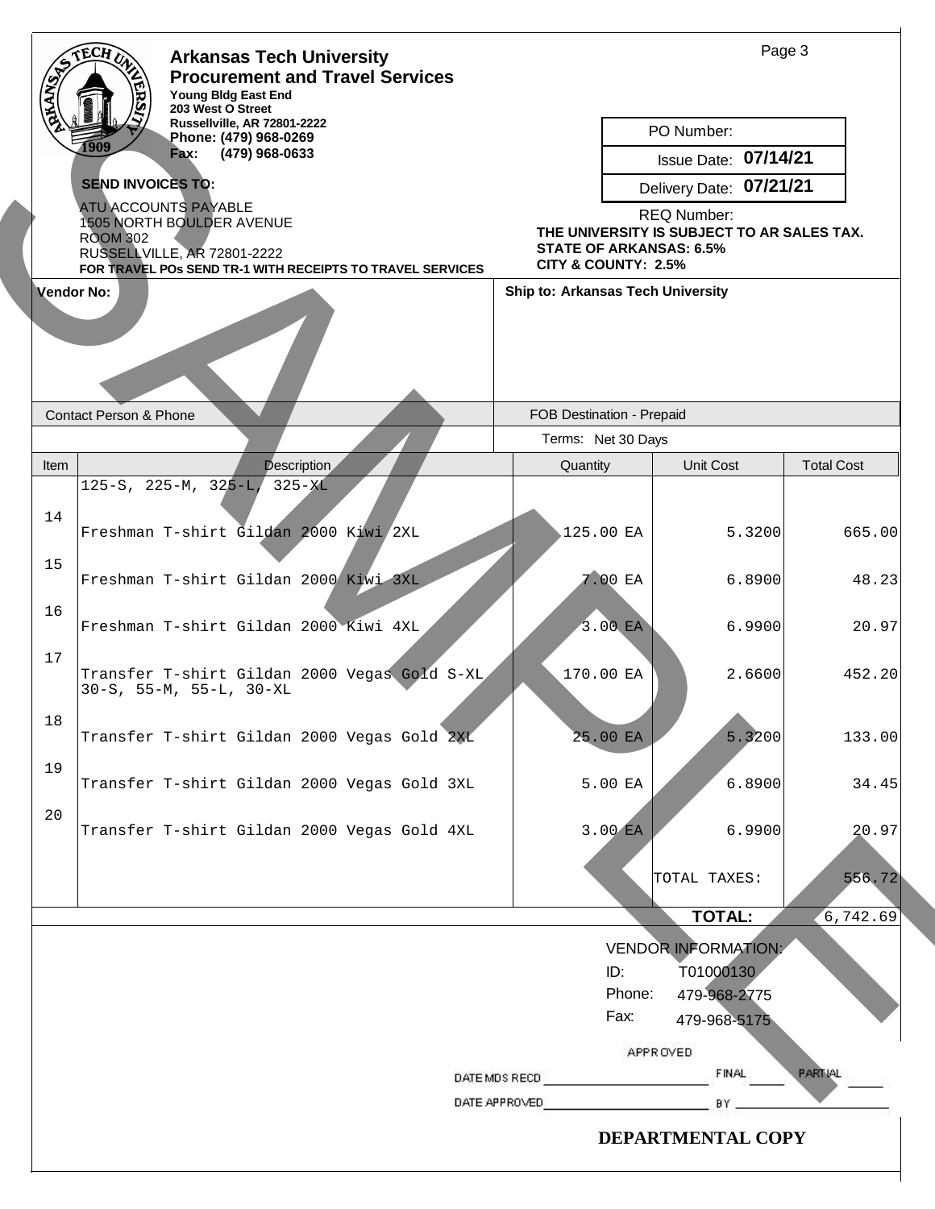# Arkansas Tech University

## Procurement and Travel Services

**Young Bldg East End**
**203 West O Street**
**Russellville, AR 72801-2222**
**Phone: (479) 968-0269**
**Fax: (479) 968-0633**

**SEND INVOICES TO:**

ATU ACCOUNTS PAYABLE
1505 NORTH BOULDER AVENUE
ROOM 302
RUSSELLVILLE, AR 72801-2222
**FOR TRAVEL POs SEND TR-1 WITH RECEIPTS TO TRAVEL SERVICES**

| | |
|---|---|
| PO Number: | |
| Issue Date: | **07/14/21** |
| Delivery Date: | **07/21/21** |

REQ Number:

**THE UNIVERSITY IS SUBJECT TO AR SALES TAX.**
**STATE OF ARKANSAS: 6.5%**
**CITY & COUNTY: 2.5%**

**Vendor No:**

**Ship to: Arkansas Tech University**

Contact Person & Phone

FOB Destination - Prepaid

Terms: Net 30 Days

| Item | Description | Quantity | Unit Cost | Total Cost |
|---|---|---|---|---|
| | 125-S, 225-M, 325-L, 325-XL | | | |
| 14 | Freshman T-shirt Gildan 2000 Kiwi 2XL | 125.00 EA | 5.3200 | 665.00 |
| 15 | Freshman T-shirt Gildan 2000 Kiwi 3XL | 7.00 EA | 6.8900 | 48.23 |
| 16 | Freshman T-shirt Gildan 2000 Kiwi 4XL | 3.00 EA | 6.9900 | 20.97 |
| 17 | Transfer T-shirt Gildan 2000 Vegas Gold S-XL 30-S, 55-M, 55-L, 30-XL | 170.00 EA | 2.6600 | 452.20 |
| 18 | Transfer T-shirt Gildan 2000 Vegas Gold 2XL | 25.00 EA | 5.3200 | 133.00 |
| 19 | Transfer T-shirt Gildan 2000 Vegas Gold 3XL | 5.00 EA | 6.8900 | 34.45 |
| 20 | Transfer T-shirt Gildan 2000 Vegas Gold 4XL | 3.00 EA | 6.9900 | 20.97 |
| | | | TOTAL TAXES: | 556.72 |
| | | | **TOTAL:** | 6,742.69 |

VENDOR INFORMATION:
ID: T01000130
Phone: 479-968-2775
Fax: 479-968-5175

APPROVED

DATE MDS RECD ____________ FINAL ____ PARTIAL ____

DATE APPROVED ____________ BY ____________

**DEPARTMENTAL COPY**

SAMPLE